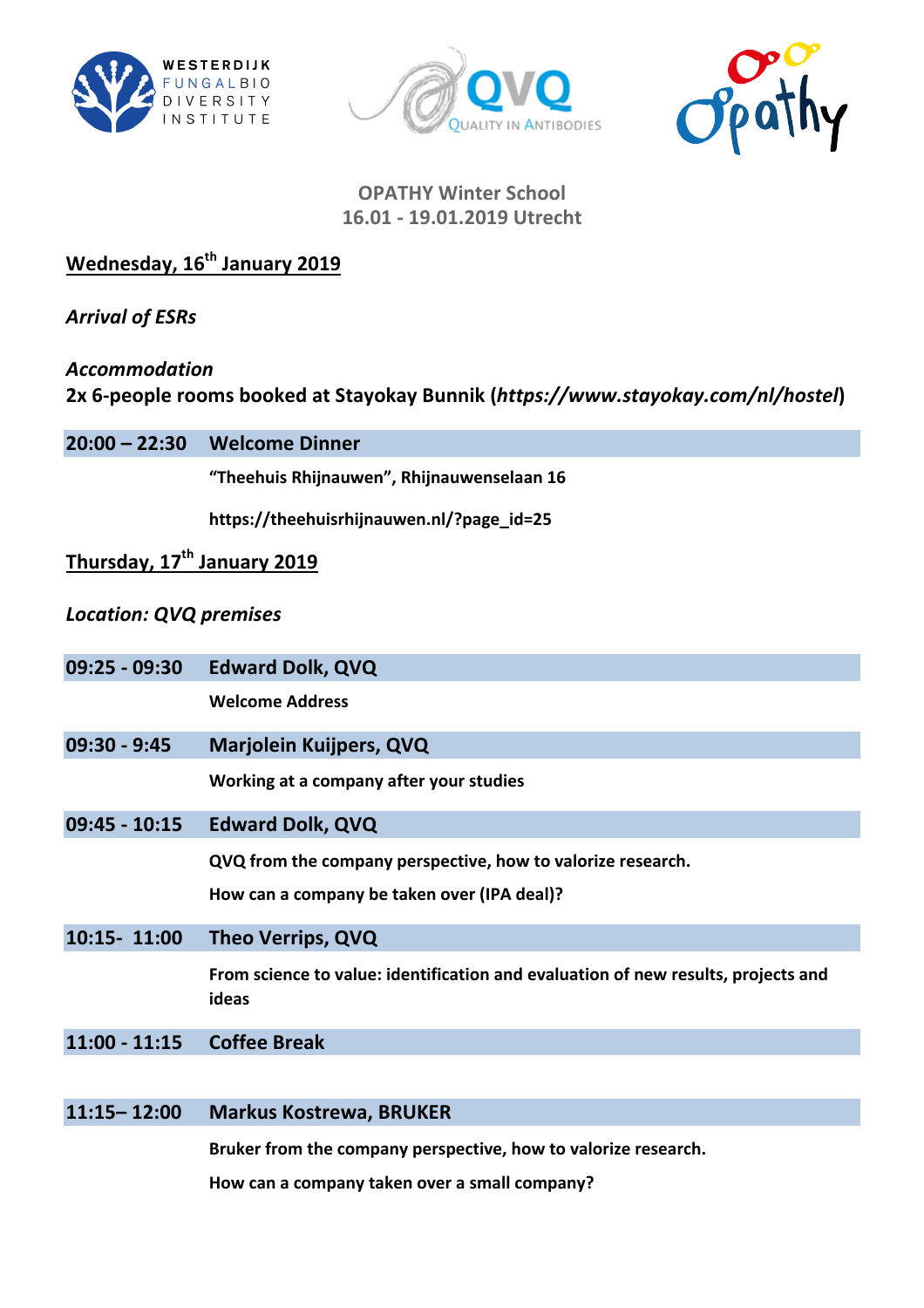**OPATHY Winter School**
**16.01 - 19.01.2019 Utrecht**

## Wednesday, 16th January 2019

***Arrival of ESRs***

***Accommodation***
**2x 6-people rooms booked at Stayokay Bunnik (*https://www.stayokay.com/nl/hostel*)**

| | |
|---|---|
| **20:00 – 22:30** | **Welcome Dinner** |
| | **"Theehuis Rhijnauwen", Rhijnauwenselaan 16** |
| | **https://theehuisrhijnauwen.nl/?page_id=25** |

## Thursday, 17th January 2019

***Location: QVQ premises***

| | |
|---|---|
| **09:25 - 09:30** | **Edward Dolk, QVQ** |
| | **Welcome Address** |
| **09:30 - 9:45** | **Marjolein Kuijpers, QVQ** |
| | **Working at a company after your studies** |
| **09:45 - 10:15** | **Edward Dolk, QVQ** |
| | **QVQ from the company perspective, how to valorize research.** |
| | **How can a company be taken over (IPA deal)?** |
| **10:15- 11:00** | **Theo Verrips, QVQ** |
| | **From science to value: identification and evaluation of new results, projects and ideas** |
| **11:00 - 11:15** | **Coffee Break** |
| **11:15– 12:00** | **Markus Kostrewa, BRUKER** |
| | **Bruker from the company perspective, how to valorize research.** |
| | **How can a company taken over a small company?** |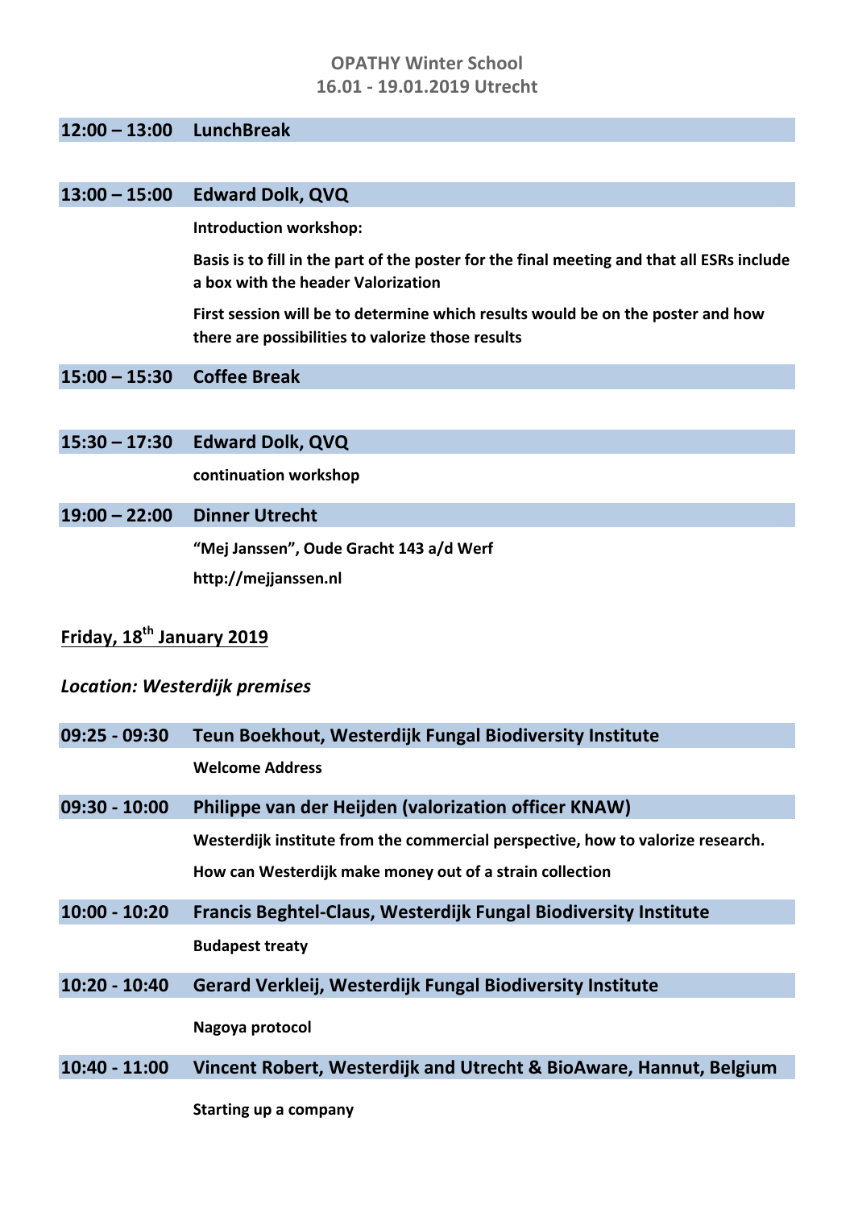**OPATHY Winter School**
**16.01 - 19.01.2019 Utrecht**

**12:00 – 13:00 LunchBreak**

**13:00 – 15:00 Edward Dolk, QVQ**

**Introduction workshop:**

**Basis is to fill in the part of the poster for the final meeting and that all ESRs include a box with the header Valorization**

**First session will be to determine which results would be on the poster and how there are possibilities to valorize those results**

**15:00 – 15:30 Coffee Break**

**15:30 – 17:30 Edward Dolk, QVQ**

**continuation workshop**

**19:00 – 22:00 Dinner Utrecht**

**"Mej Janssen", Oude Gracht 143 a/d Werf**

**http://mejjanssen.nl**

## Friday, 18th January 2019

***Location: Westerdijk premises***

**09:25 - 09:30 Teun Boekhout, Westerdijk Fungal Biodiversity Institute**

**Welcome Address**

**09:30 - 10:00 Philippe van der Heijden (valorization officer KNAW)**

**Westerdijk institute from the commercial perspective, how to valorize research.**

**How can Westerdijk make money out of a strain collection**

**10:00 - 10:20 Francis Beghtel-Claus, Westerdijk Fungal Biodiversity Institute**

**Budapest treaty**

**10:20 - 10:40 Gerard Verkleij, Westerdijk Fungal Biodiversity Institute**

**Nagoya protocol**

**10:40 - 11:00 Vincent Robert, Westerdijk and Utrecht & BioAware, Hannut, Belgium**

**Starting up a company**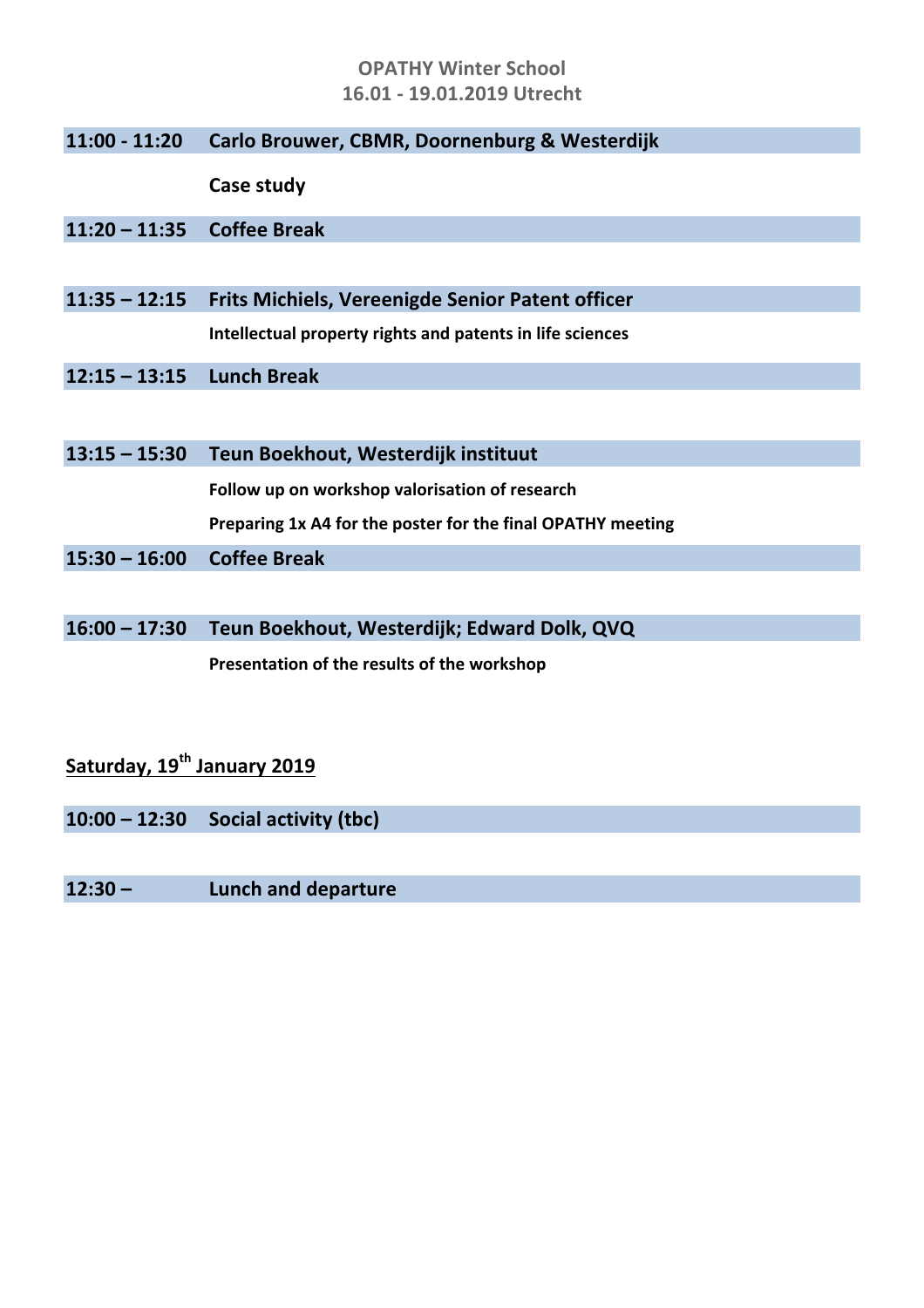**OPATHY Winter School**
**16.01 - 19.01.2019 Utrecht**

**11:00 - 11:20 Carlo Brouwer, CBMR, Doornenburg & Westerdijk**

**Case study**

**11:20 – 11:35 Coffee Break**

**11:35 – 12:15 Frits Michiels, Vereenigde Senior Patent officer**

**Intellectual property rights and patents in life sciences**

**12:15 – 13:15 Lunch Break**

**13:15 – 15:30 Teun Boekhout, Westerdijk instituut**

**Follow up on workshop valorisation of research**

**Preparing 1x A4 for the poster for the final OPATHY meeting**

**15:30 – 16:00 Coffee Break**

**16:00 – 17:30 Teun Boekhout, Westerdijk; Edward Dolk, QVQ**

**Presentation of the results of the workshop**

## Saturday, 19th January 2019

**10:00 – 12:30 Social activity (tbc)**

**12:30 – Lunch and departure**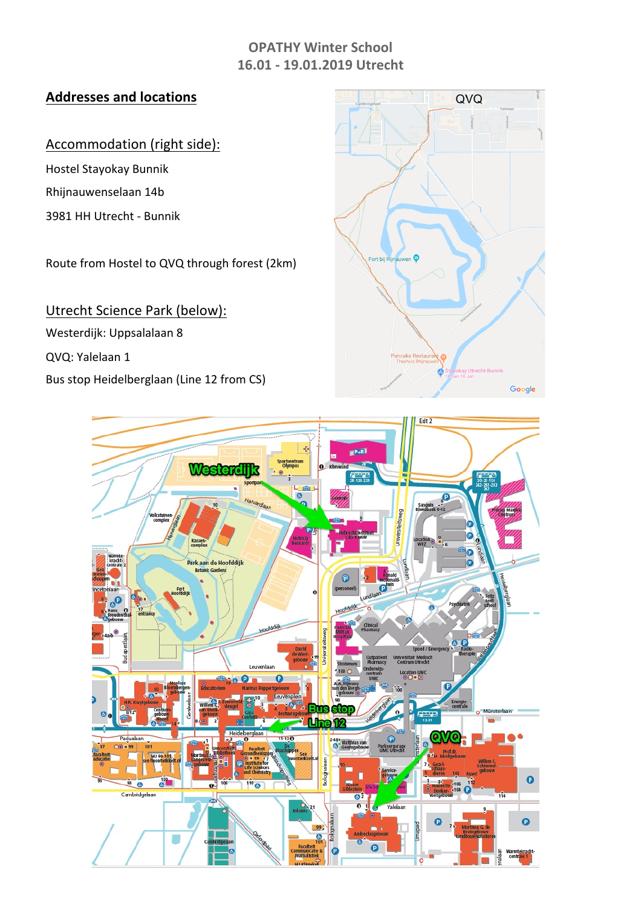OPATHY Winter School
16.01 - 19.01.2019 Utrecht

## Addresses and locations

### Accommodation (right side):

Hostel Stayokay Bunnik

Rhijnauwenselaan 14b

3981 HH Utrecht - Bunnik

Route from Hostel to QVQ through forest (2km)

### Utrecht Science Park (below):

Westerdijk: Uppsalalaan 8

QVQ: Yalelaan 1

Bus stop Heidelberglaan (Line 12 from CS)